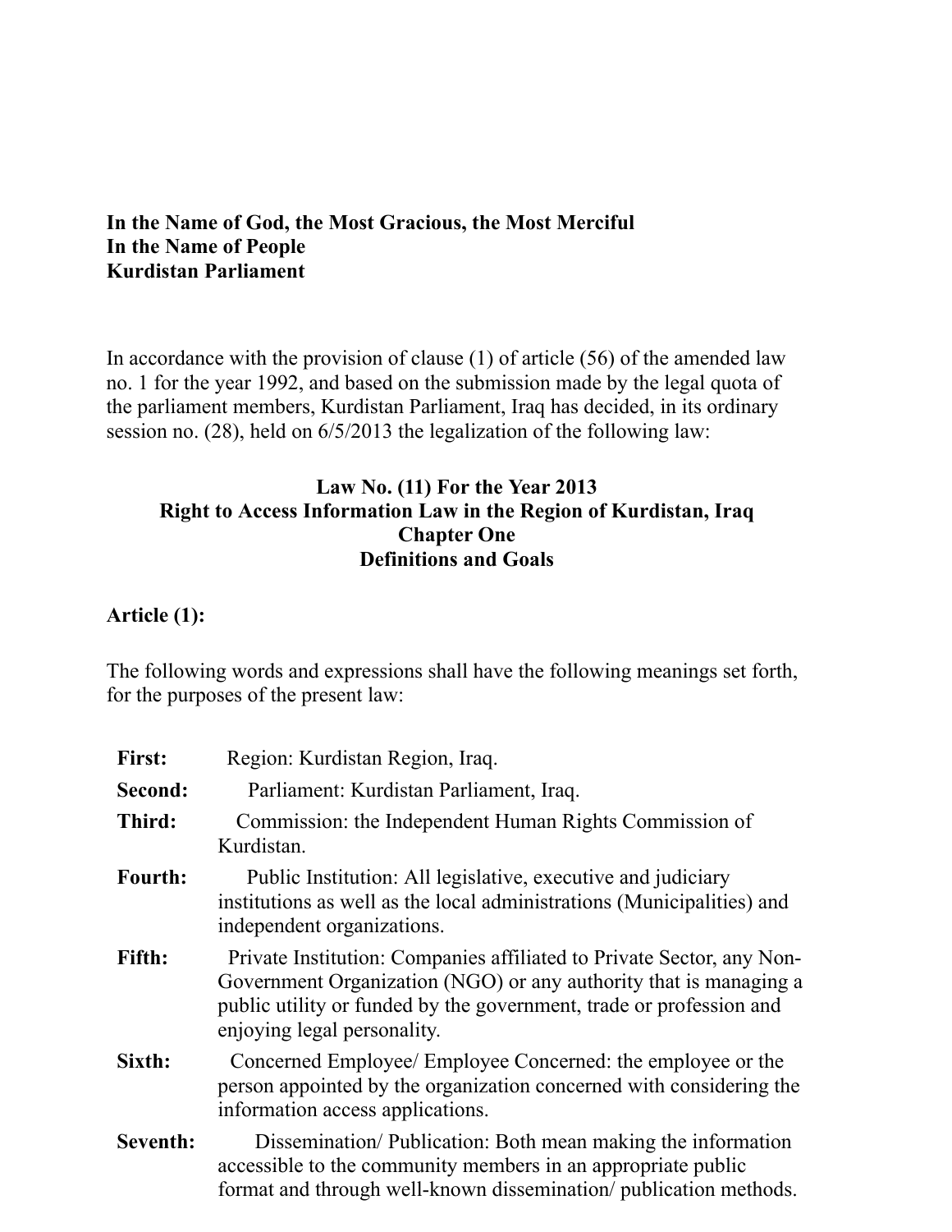**In the Name of God, the Most Gracious, the Most Merciful**
**In the Name of People**
**Kurdistan Parliament**

In accordance with the provision of clause (1) of article (56) of the amended law no. 1 for the year 1992, and based on the submission made by the legal quota of the parliament members, Kurdistan Parliament, Iraq has decided, in its ordinary session no. (28), held on 6/5/2013 the legalization of the following law:

# Law No. (11) For the Year 2013
# Right to Access Information Law in the Region of Kurdistan, Iraq
## Chapter One
## Definitions and Goals

### Article (1):

The following words and expressions shall have the following meanings set forth, for the purposes of the present law:

**First:** Region: Kurdistan Region, Iraq.

**Second:** Parliament: Kurdistan Parliament, Iraq.

**Third:** Commission: the Independent Human Rights Commission of Kurdistan.

**Fourth:** Public Institution: All legislative, executive and judiciary institutions as well as the local administrations (Municipalities) and independent organizations.

**Fifth:** Private Institution: Companies affiliated to Private Sector, any Non-Government Organization (NGO) or any authority that is managing a public utility or funded by the government, trade or profession and enjoying legal personality.

**Sixth:** Concerned Employee/ Employee Concerned: the employee or the person appointed by the organization concerned with considering the information access applications.

**Seventh:** Dissemination/ Publication: Both mean making the information accessible to the community members in an appropriate public format and through well-known dissemination/ publication methods.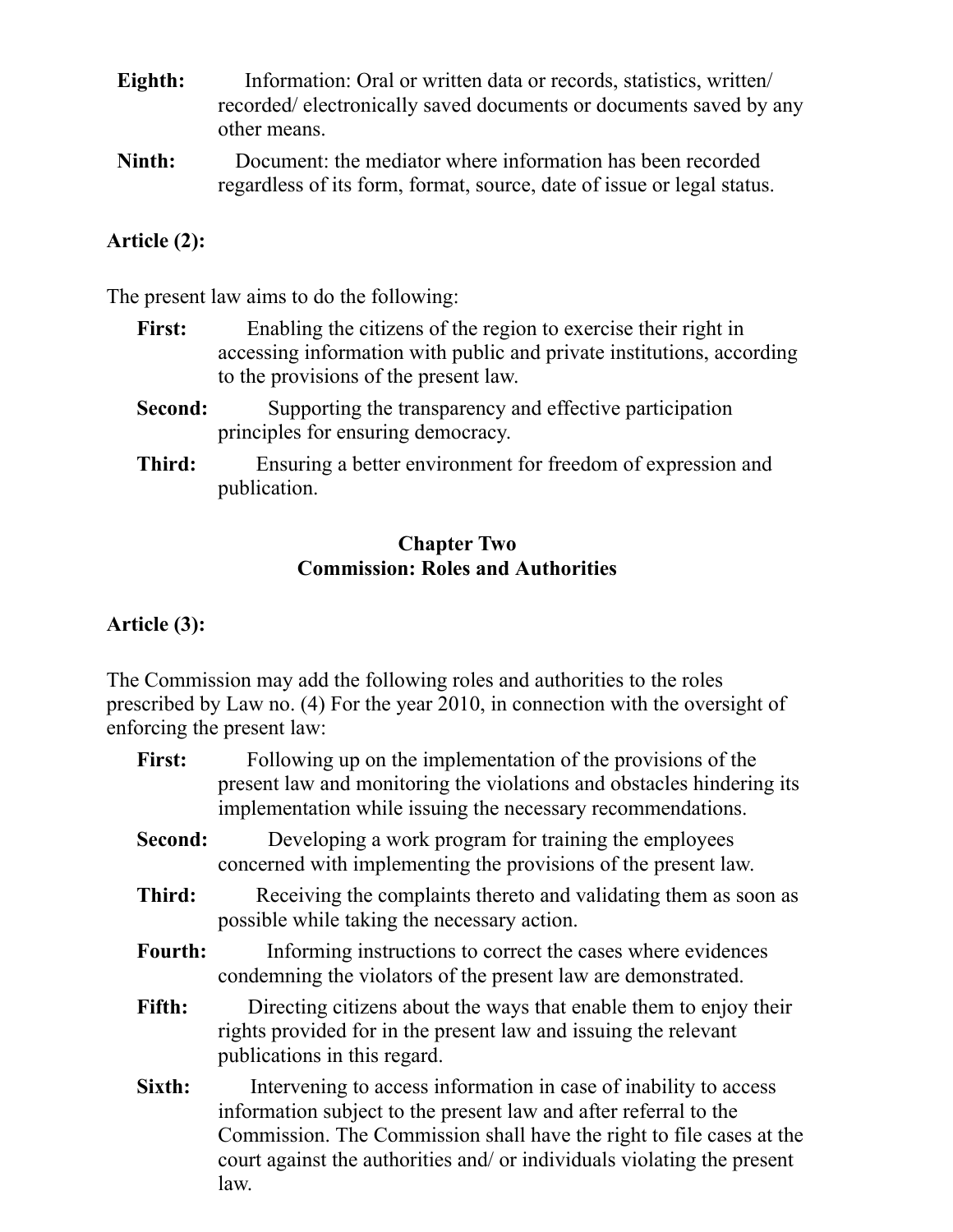**Eighth:** Information: Oral or written data or records, statistics, written/ recorded/ electronically saved documents or documents saved by any other means.

**Ninth:** Document: the mediator where information has been recorded regardless of its form, format, source, date of issue or legal status.

**Article (2):**

The present law aims to do the following:

**First:** Enabling the citizens of the region to exercise their right in accessing information with public and private institutions, according to the provisions of the present law.

**Second:** Supporting the transparency and effective participation principles for ensuring democracy.

**Third:** Ensuring a better environment for freedom of expression and publication.

## Chapter Two
## Commission: Roles and Authorities

**Article (3):**

The Commission may add the following roles and authorities to the roles prescribed by Law no. (4) For the year 2010, in connection with the oversight of enforcing the present law:

**First:** Following up on the implementation of the provisions of the present law and monitoring the violations and obstacles hindering its implementation while issuing the necessary recommendations.

**Second:** Developing a work program for training the employees concerned with implementing the provisions of the present law.

**Third:** Receiving the complaints thereto and validating them as soon as possible while taking the necessary action.

**Fourth:** Informing instructions to correct the cases where evidences condemning the violators of the present law are demonstrated.

**Fifth:** Directing citizens about the ways that enable them to enjoy their rights provided for in the present law and issuing the relevant publications in this regard.

**Sixth:** Intervening to access information in case of inability to access information subject to the present law and after referral to the Commission. The Commission shall have the right to file cases at the court against the authorities and/ or individuals violating the present law.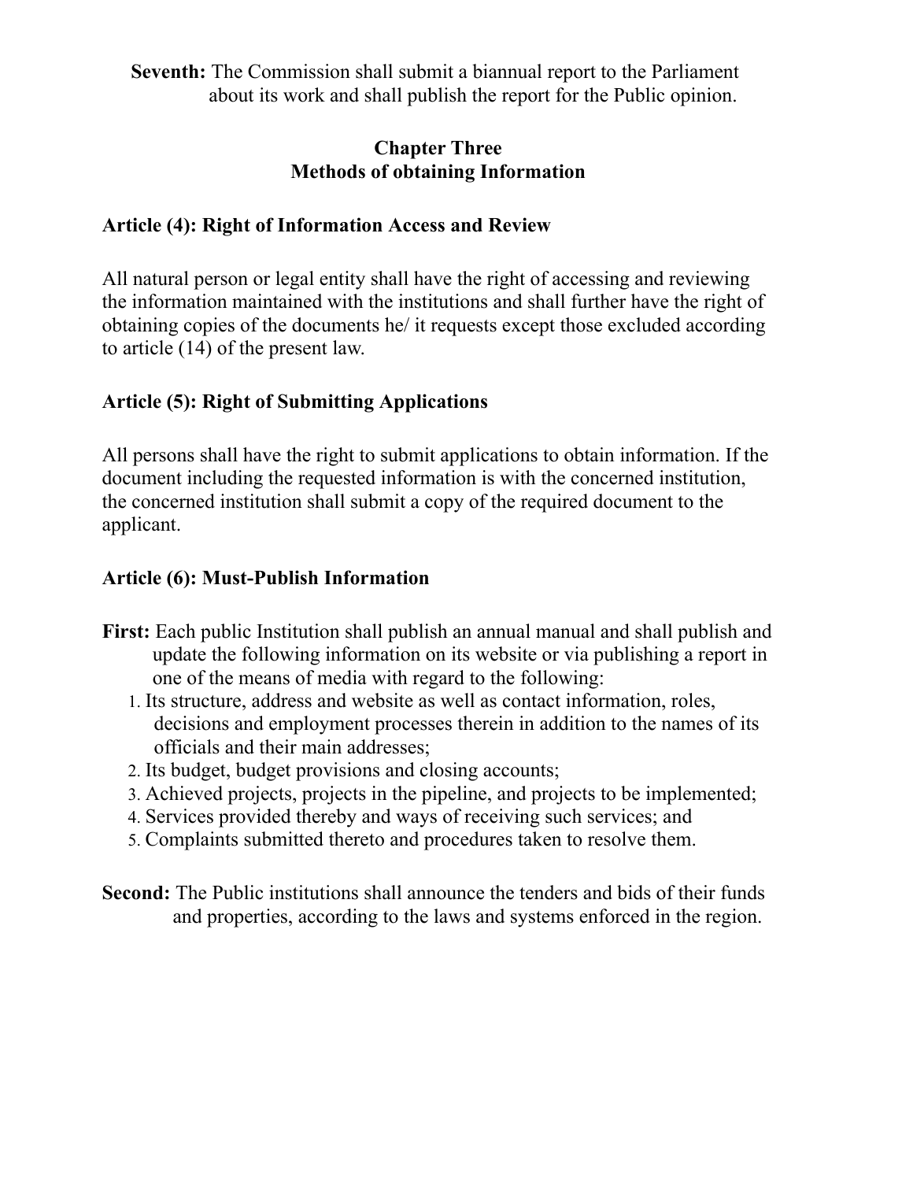**Seventh:** The Commission shall submit a biannual report to the Parliament about its work and shall publish the report for the Public opinion.

## Chapter Three
## Methods of obtaining Information

### Article (4): Right of Information Access and Review

All natural person or legal entity shall have the right of accessing and reviewing the information maintained with the institutions and shall further have the right of obtaining copies of the documents he/ it requests except those excluded according to article (14) of the present law.

### Article (5): Right of Submitting Applications

All persons shall have the right to submit applications to obtain information. If the document including the requested information is with the concerned institution, the concerned institution shall submit a copy of the required document to the applicant.

### Article (6): Must-Publish Information

**First:** Each public Institution shall publish an annual manual and shall publish and update the following information on its website or via publishing a report in one of the means of media with regard to the following:

1. Its structure, address and website as well as contact information, roles, decisions and employment processes therein in addition to the names of its officials and their main addresses;
2. Its budget, budget provisions and closing accounts;
3. Achieved projects, projects in the pipeline, and projects to be implemented;
4. Services provided thereby and ways of receiving such services; and
5. Complaints submitted thereto and procedures taken to resolve them.

**Second:** The Public institutions shall announce the tenders and bids of their funds and properties, according to the laws and systems enforced in the region.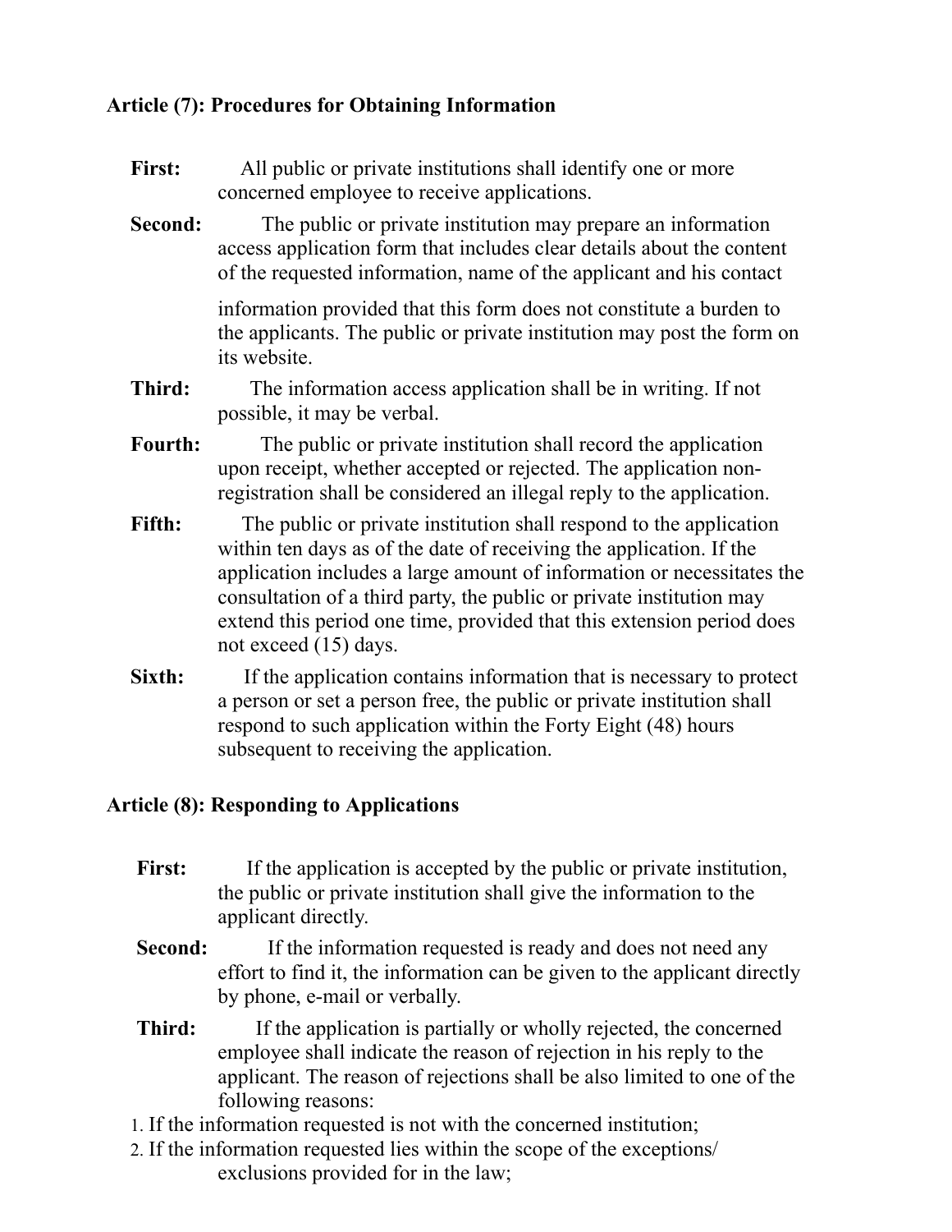### Article (7): Procedures for Obtaining Information

**First:** All public or private institutions shall identify one or more concerned employee to receive applications.

**Second:** The public or private institution may prepare an information access application form that includes clear details about the content of the requested information, name of the applicant and his contact information provided that this form does not constitute a burden to the applicants. The public or private institution may post the form on its website.

**Third:** The information access application shall be in writing. If not possible, it may be verbal.

**Fourth:** The public or private institution shall record the application upon receipt, whether accepted or rejected. The application non-registration shall be considered an illegal reply to the application.

**Fifth:** The public or private institution shall respond to the application within ten days as of the date of receiving the application. If the application includes a large amount of information or necessitates the consultation of a third party, the public or private institution may extend this period one time, provided that this extension period does not exceed (15) days.

**Sixth:** If the application contains information that is necessary to protect a person or set a person free, the public or private institution shall respond to such application within the Forty Eight (48) hours subsequent to receiving the application.

### Article (8): Responding to Applications

**First:** If the application is accepted by the public or private institution, the public or private institution shall give the information to the applicant directly.

**Second:** If the information requested is ready and does not need any effort to find it, the information can be given to the applicant directly by phone, e-mail or verbally.

**Third:** If the application is partially or wholly rejected, the concerned employee shall indicate the reason of rejection in his reply to the applicant. The reason of rejections shall be also limited to one of the following reasons:

1. If the information requested is not with the concerned institution;
2. If the information requested lies within the scope of the exceptions/ exclusions provided for in the law;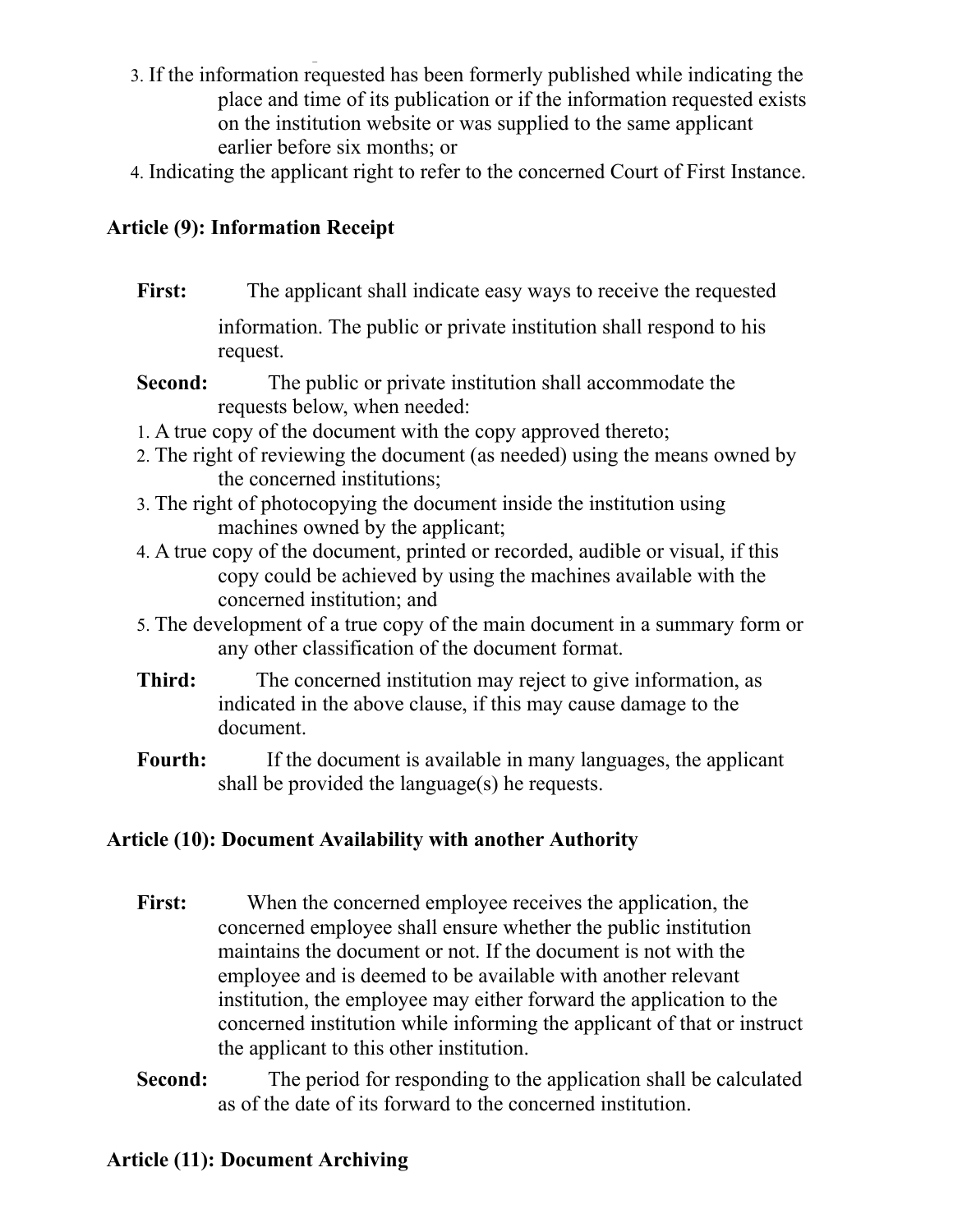3. If the information requested has been formerly published while indicating the place and time of its publication or if the information requested exists on the institution website or was supplied to the same applicant earlier before six months; or
4. Indicating the applicant right to refer to the concerned Court of First Instance.

**Article (9): Information Receipt**

**First:** The applicant shall indicate easy ways to receive the requested information. The public or private institution shall respond to his request.

**Second:** The public or private institution shall accommodate the requests below, when needed:

1. A true copy of the document with the copy approved thereto;
2. The right of reviewing the document (as needed) using the means owned by the concerned institutions;
3. The right of photocopying the document inside the institution using machines owned by the applicant;
4. A true copy of the document, printed or recorded, audible or visual, if this copy could be achieved by using the machines available with the concerned institution; and
5. The development of a true copy of the main document in a summary form or any other classification of the document format.

**Third:** The concerned institution may reject to give information, as indicated in the above clause, if this may cause damage to the document.

**Fourth:** If the document is available in many languages, the applicant shall be provided the language(s) he requests.

**Article (10): Document Availability with another Authority**

**First:** When the concerned employee receives the application, the concerned employee shall ensure whether the public institution maintains the document or not. If the document is not with the employee and is deemed to be available with another relevant institution, the employee may either forward the application to the concerned institution while informing the applicant of that or instruct the applicant to this other institution.

**Second:** The period for responding to the application shall be calculated as of the date of its forward to the concerned institution.

**Article (11): Document Archiving**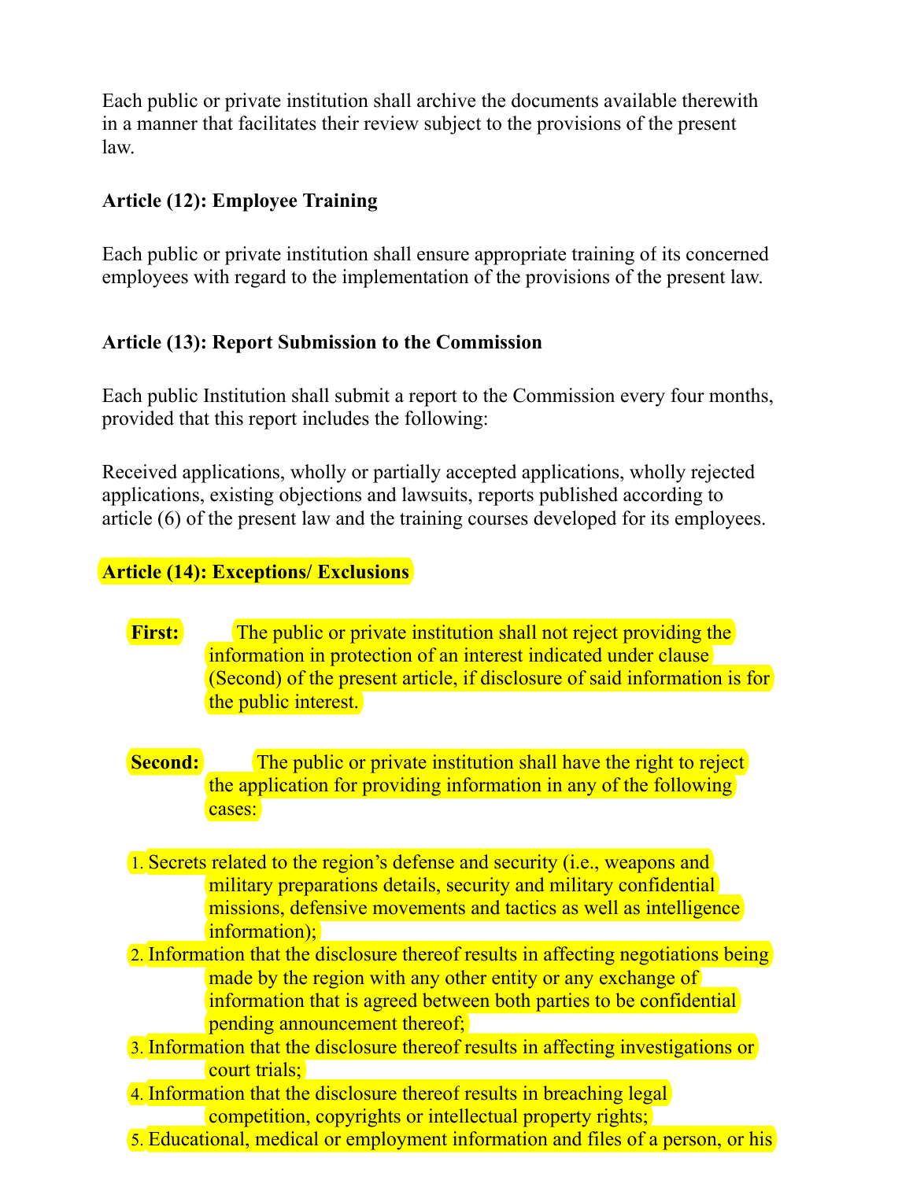Each public or private institution shall archive the documents available therewith in a manner that facilitates their review subject to the provisions of the present law.

**Article (12): Employee Training**

Each public or private institution shall ensure appropriate training of its concerned employees with regard to the implementation of the provisions of the present law.

**Article (13): Report Submission to the Commission**

Each public Institution shall submit a report to the Commission every four months, provided that this report includes the following:

Received applications, wholly or partially accepted applications, wholly rejected applications, existing objections and lawsuits, reports published according to article (6) of the present law and the training courses developed for its employees.

**Article (14): Exceptions/ Exclusions**

**First:** The public or private institution shall not reject providing the information in protection of an interest indicated under clause (Second) of the present article, if disclosure of said information is for the public interest.

**Second:** The public or private institution shall have the right to reject the application for providing information in any of the following cases:

1. Secrets related to the region's defense and security (i.e., weapons and military preparations details, security and military confidential missions, defensive movements and tactics as well as intelligence information);
2. Information that the disclosure thereof results in affecting negotiations being made by the region with any other entity or any exchange of information that is agreed between both parties to be confidential pending announcement thereof;
3. Information that the disclosure thereof results in affecting investigations or court trials;
4. Information that the disclosure thereof results in breaching legal competition, copyrights or intellectual property rights;
5. Educational, medical or employment information and files of a person, or his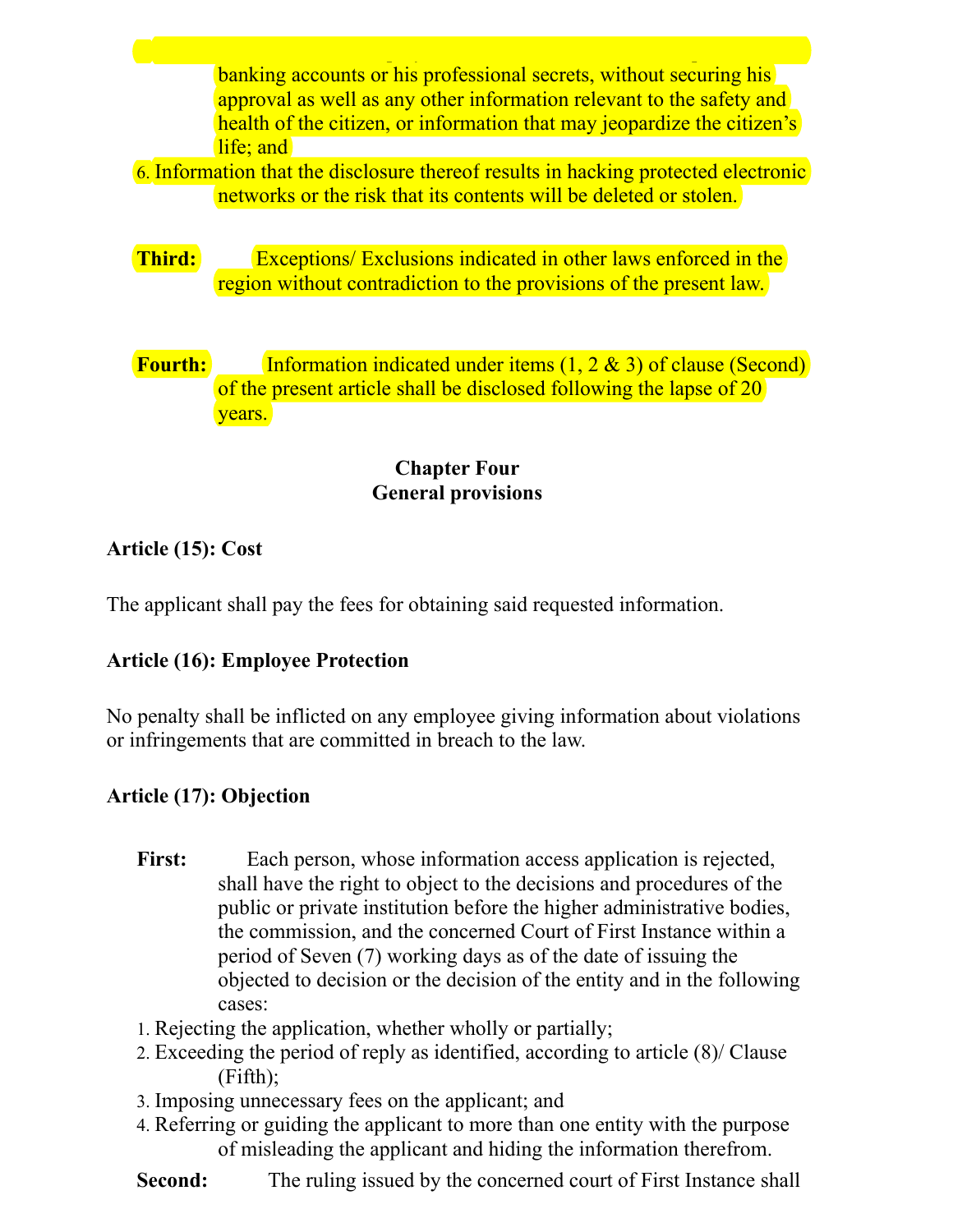banking accounts or his professional secrets, without securing his approval as well as any other information relevant to the safety and health of the citizen, or information that may jeopardize the citizen's life; and

6. Information that the disclosure thereof results in hacking protected electronic networks or the risk that its contents will be deleted or stolen.

**Third:** Exceptions/ Exclusions indicated in other laws enforced in the region without contradiction to the provisions of the present law.

**Fourth:** Information indicated under items (1, 2 & 3) of clause (Second) of the present article shall be disclosed following the lapse of 20 years.

## Chapter Four
## General provisions

### Article (15): Cost

The applicant shall pay the fees for obtaining said requested information.

### Article (16): Employee Protection

No penalty shall be inflicted on any employee giving information about violations or infringements that are committed in breach to the law.

### Article (17): Objection

**First:** Each person, whose information access application is rejected, shall have the right to object to the decisions and procedures of the public or private institution before the higher administrative bodies, the commission, and the concerned Court of First Instance within a period of Seven (7) working days as of the date of issuing the objected to decision or the decision of the entity and in the following cases:

1. Rejecting the application, whether wholly or partially;
2. Exceeding the period of reply as identified, according to article (8)/ Clause (Fifth);
3. Imposing unnecessary fees on the applicant; and
4. Referring or guiding the applicant to more than one entity with the purpose of misleading the applicant and hiding the information therefrom.

**Second:** The ruling issued by the concerned court of First Instance shall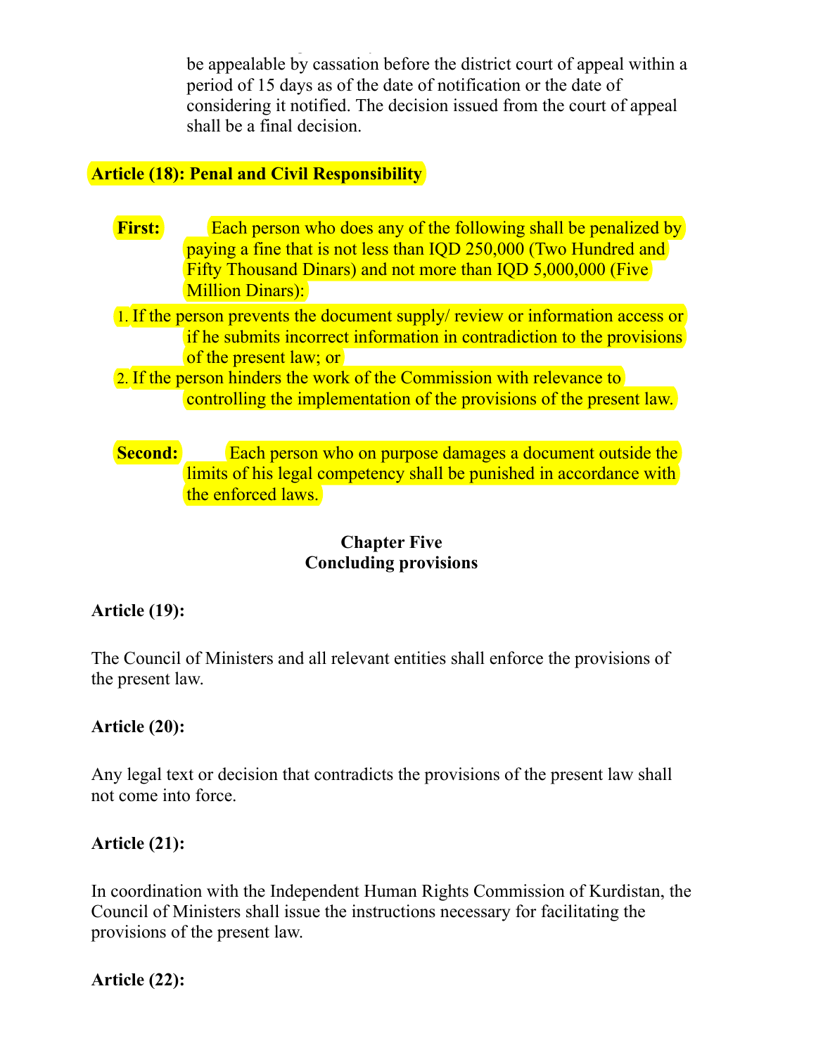be appealable by cassation before the district court of appeal within a period of 15 days as of the date of notification or the date of considering it notified. The decision issued from the court of appeal shall be a final decision.

**Article (18): Penal and Civil Responsibility**

**First:** Each person who does any of the following shall be penalized by paying a fine that is not less than IQD 250,000 (Two Hundred and Fifty Thousand Dinars) and not more than IQD 5,000,000 (Five Million Dinars):

1. If the person prevents the document supply/ review or information access or if he submits incorrect information in contradiction to the provisions of the present law; or
2. If the person hinders the work of the Commission with relevance to controlling the implementation of the provisions of the present law.

**Second:** Each person who on purpose damages a document outside the limits of his legal competency shall be punished in accordance with the enforced laws.

## Chapter Five
## Concluding provisions

**Article (19):**

The Council of Ministers and all relevant entities shall enforce the provisions of the present law.

**Article (20):**

Any legal text or decision that contradicts the provisions of the present law shall not come into force.

**Article (21):**

In coordination with the Independent Human Rights Commission of Kurdistan, the Council of Ministers shall issue the instructions necessary for facilitating the provisions of the present law.

**Article (22):**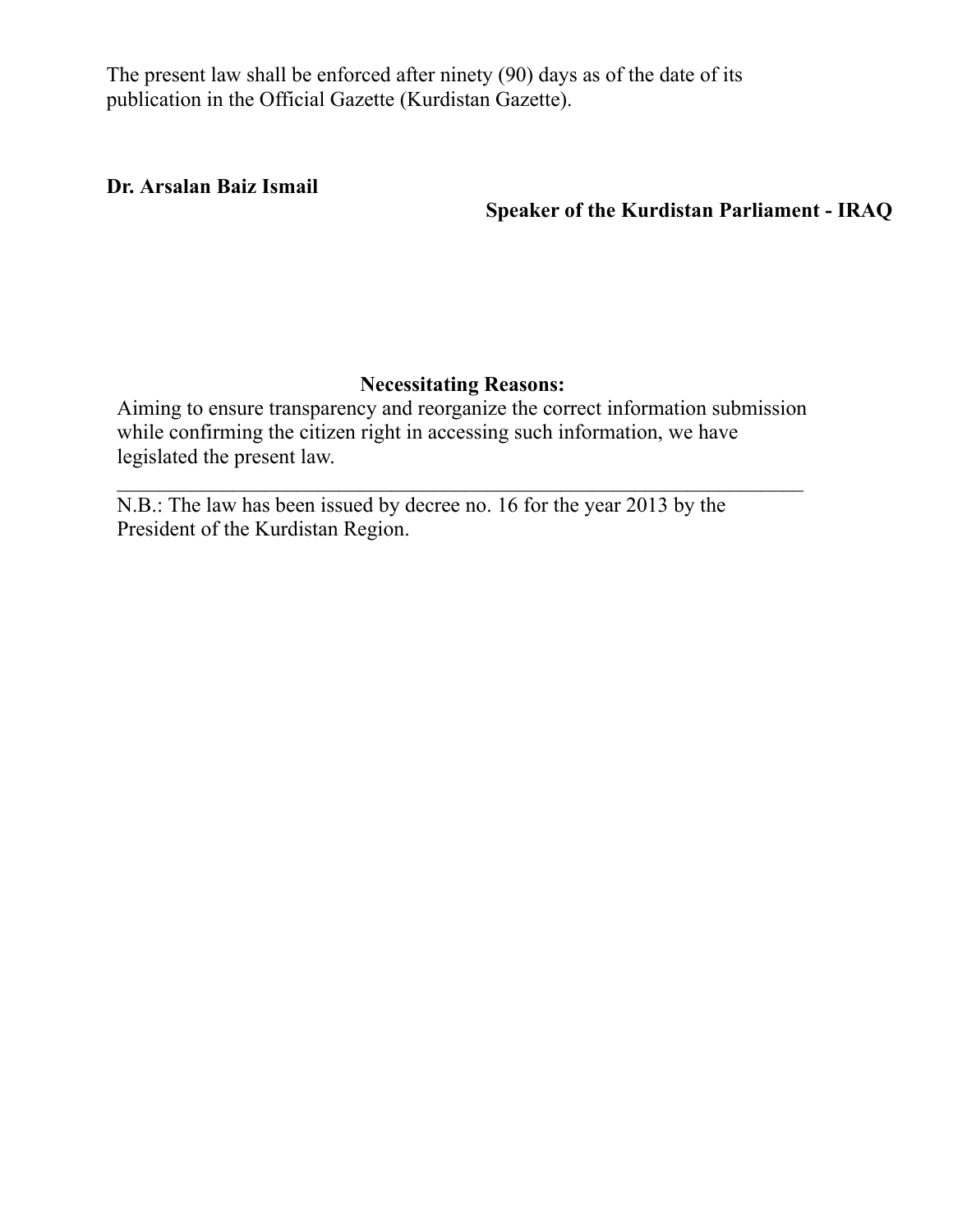The present law shall be enforced after ninety (90) days as of the date of its publication in the Official Gazette (Kurdistan Gazette).

**Dr. Arsalan Baiz Ismail**

**Speaker of the Kurdistan Parliament - IRAQ**

**Necessitating Reasons:**

Aiming to ensure transparency and reorganize the correct information submission while confirming the citizen right in accessing such information, we have legislated the present law.

---

N.B.: The law has been issued by decree no. 16 for the year 2013 by the President of the Kurdistan Region.